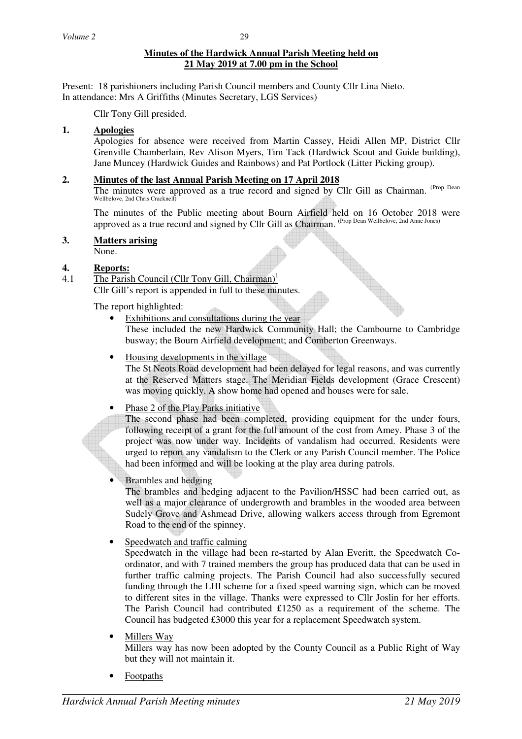**Minutes of the Hardwick Annual Parish Meeting held on 21 May 2019 at 7.00 pm in the School**

Present: 18 parishioners including Parish Council members and County Cllr Lina Nieto.
In attendance: Mrs A Griffiths (Minutes Secretary, LGS Services)

Cllr Tony Gill presided.

**1. Apologies**

Apologies for absence were received from Martin Cassey, Heidi Allen MP, District Cllr Grenville Chamberlain, Rev Alison Myers, Tim Tack (Hardwick Scout and Guide building), Jane Muncey (Hardwick Guides and Rainbows) and Pat Portlock (Litter Picking group).

**2. Minutes of the last Annual Parish Meeting on 17 April 2018**

The minutes were approved as a true record and signed by Cllr Gill as Chairman. (Prop Dean Wellbelove, 2nd Chris Cracknell)

The minutes of the Public meeting about Bourn Airfield held on 16 October 2018 were approved as a true record and signed by Cllr Gill as Chairman. (Prop Dean Wellbelove, 2nd Anne Jones)

**3. Matters arising**

None.

**4. Reports:**

4.1 The Parish Council (Cllr Tony Gill, Chairman)[1]

Cllr Gill's report is appended in full to these minutes.

The report highlighted:

- Exhibitions and consultations during the year
  These included the new Hardwick Community Hall; the Cambourne to Cambridge busway; the Bourn Airfield development; and Comberton Greenways.

- Housing developments in the village
  The St Neots Road development had been delayed for legal reasons, and was currently at the Reserved Matters stage. The Meridian Fields development (Grace Crescent) was moving quickly. A show home had opened and houses were for sale.

- Phase 2 of the Play Parks initiative
  The second phase had been completed, providing equipment for the under fours, following receipt of a grant for the full amount of the cost from Amey. Phase 3 of the project was now under way. Incidents of vandalism had occurred. Residents were urged to report any vandalism to the Clerk or any Parish Council member. The Police had been informed and will be looking at the play area during patrols.

- Brambles and hedging
  The brambles and hedging adjacent to the Pavilion/HSSC had been carried out, as well as a major clearance of undergrowth and brambles in the wooded area between Sudely Grove and Ashmead Drive, allowing walkers access through from Egremont Road to the end of the spinney.

- Speedwatch and traffic calming
  Speedwatch in the village had been re-started by Alan Everitt, the Speedwatch Co-ordinator, and with 7 trained members the group has produced data that can be used in further traffic calming projects. The Parish Council had also successfully secured funding through the LHI scheme for a fixed speed warning sign, which can be moved to different sites in the village. Thanks were expressed to Cllr Joslin for her efforts. The Parish Council had contributed £1250 as a requirement of the scheme. The Council has budgeted £3000 this year for a replacement Speedwatch system.

- Millers Way
  Millers way has now been adopted by the County Council as a Public Right of Way but they will not maintain it.

- Footpaths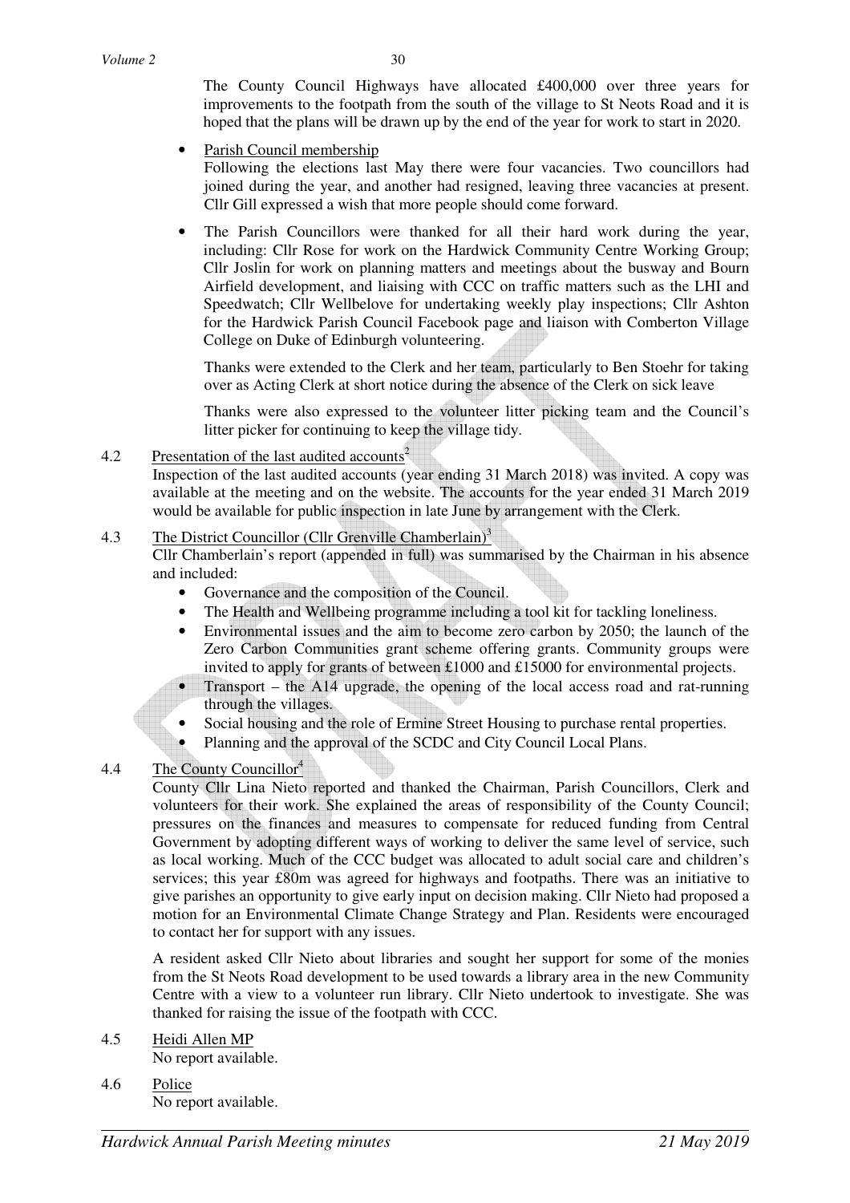The County Council Highways have allocated £400,000 over three years for improvements to the footpath from the south of the village to St Neots Road and it is hoped that the plans will be drawn up by the end of the year for work to start in 2020.

- Parish Council membership

  Following the elections last May there were four vacancies. Two councillors had joined during the year, and another had resigned, leaving three vacancies at present. Cllr Gill expressed a wish that more people should come forward.

- The Parish Councillors were thanked for all their hard work during the year, including: Cllr Rose for work on the Hardwick Community Centre Working Group; Cllr Joslin for work on planning matters and meetings about the busway and Bourn Airfield development, and liaising with CCC on traffic matters such as the LHI and Speedwatch; Cllr Wellbelove for undertaking weekly play inspections; Cllr Ashton for the Hardwick Parish Council Facebook page and liaison with Comberton Village College on Duke of Edinburgh volunteering.

  Thanks were extended to the Clerk and her team, particularly to Ben Stoehr for taking over as Acting Clerk at short notice during the absence of the Clerk on sick leave

  Thanks were also expressed to the volunteer litter picking team and the Council's litter picker for continuing to keep the village tidy.

4.2 Presentation of the last audited accounts[2]

Inspection of the last audited accounts (year ending 31 March 2018) was invited. A copy was available at the meeting and on the website. The accounts for the year ended 31 March 2019 would be available for public inspection in late June by arrangement with the Clerk.

4.3 The District Councillor (Cllr Grenville Chamberlain)[3]

Cllr Chamberlain's report (appended in full) was summarised by the Chairman in his absence and included:

- Governance and the composition of the Council.
- The Health and Wellbeing programme including a tool kit for tackling loneliness.
- Environmental issues and the aim to become zero carbon by 2050; the launch of the Zero Carbon Communities grant scheme offering grants. Community groups were invited to apply for grants of between £1000 and £15000 for environmental projects.
- Transport – the A14 upgrade, the opening of the local access road and rat-running through the villages.
- Social housing and the role of Ermine Street Housing to purchase rental properties.
- Planning and the approval of the SCDC and City Council Local Plans.

4.4 The County Councillor[4]

County Cllr Lina Nieto reported and thanked the Chairman, Parish Councillors, Clerk and volunteers for their work. She explained the areas of responsibility of the County Council; pressures on the finances and measures to compensate for reduced funding from Central Government by adopting different ways of working to deliver the same level of service, such as local working. Much of the CCC budget was allocated to adult social care and children's services; this year £80m was agreed for highways and footpaths. There was an initiative to give parishes an opportunity to give early input on decision making. Cllr Nieto had proposed a motion for an Environmental Climate Change Strategy and Plan. Residents were encouraged to contact her for support with any issues.

A resident asked Cllr Nieto about libraries and sought her support for some of the monies from the St Neots Road development to be used towards a library area in the new Community Centre with a view to a volunteer run library. Cllr Nieto undertook to investigate. She was thanked for raising the issue of the footpath with CCC.

4.5 Heidi Allen MP

No report available.

4.6 Police

No report available.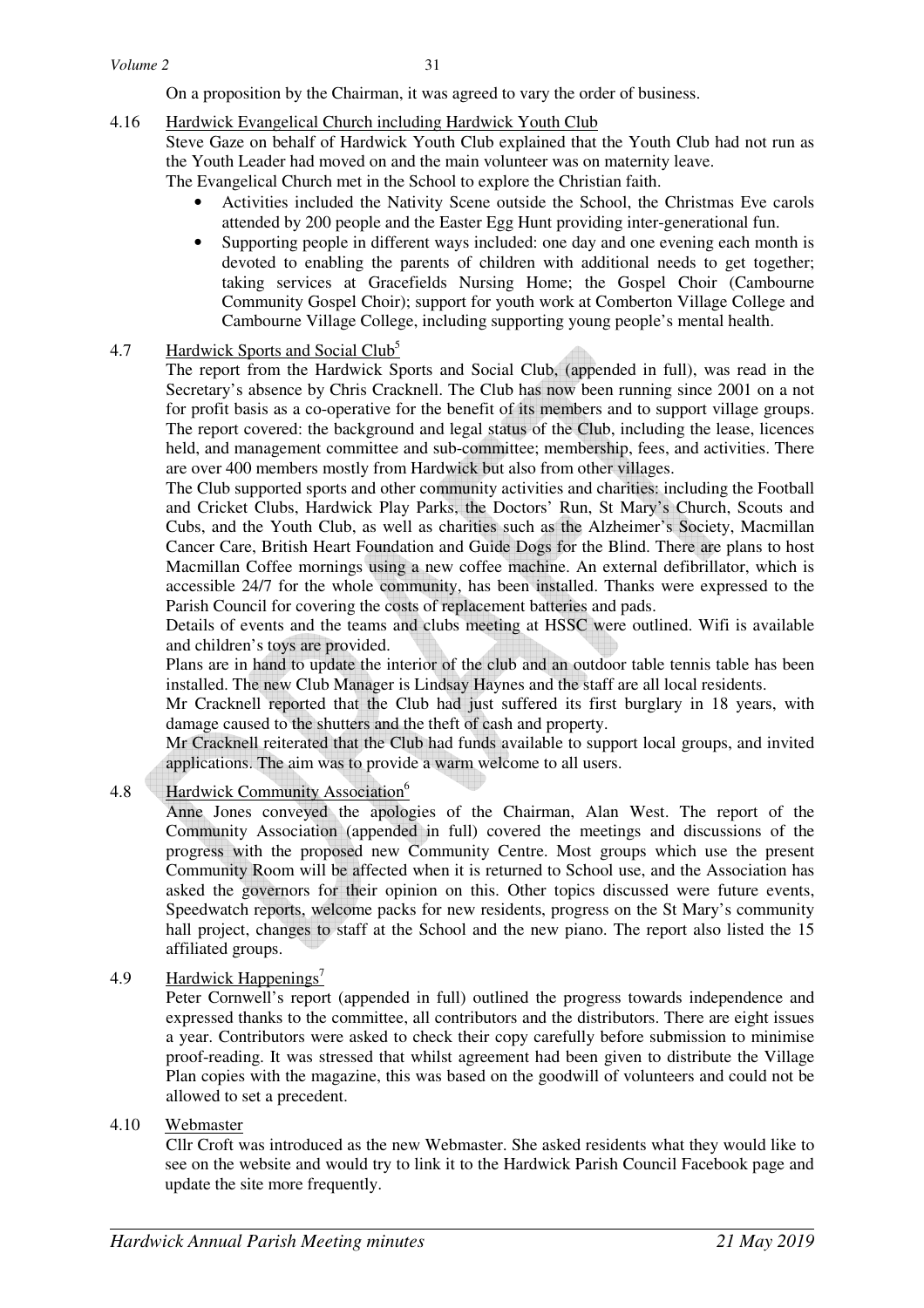On a proposition by the Chairman, it was agreed to vary the order of business.

4.16 Hardwick Evangelical Church including Hardwick Youth Club

Steve Gaze on behalf of Hardwick Youth Club explained that the Youth Club had not run as the Youth Leader had moved on and the main volunteer was on maternity leave.

The Evangelical Church met in the School to explore the Christian faith.

- Activities included the Nativity Scene outside the School, the Christmas Eve carols attended by 200 people and the Easter Egg Hunt providing inter-generational fun.
- Supporting people in different ways included: one day and one evening each month is devoted to enabling the parents of children with additional needs to get together; taking services at Gracefields Nursing Home; the Gospel Choir (Cambourne Community Gospel Choir); support for youth work at Comberton Village College and Cambourne Village College, including supporting young people's mental health.

4.7 Hardwick Sports and Social Club[5]

The report from the Hardwick Sports and Social Club, (appended in full), was read in the Secretary's absence by Chris Cracknell. The Club has now been running since 2001 on a not for profit basis as a co-operative for the benefit of its members and to support village groups. The report covered: the background and legal status of the Club, including the lease, licences held, and management committee and sub-committee; membership, fees, and activities. There are over 400 members mostly from Hardwick but also from other villages.

The Club supported sports and other community activities and charities: including the Football and Cricket Clubs, Hardwick Play Parks, the Doctors' Run, St Mary's Church, Scouts and Cubs, and the Youth Club, as well as charities such as the Alzheimer's Society, Macmillan Cancer Care, British Heart Foundation and Guide Dogs for the Blind. There are plans to host Macmillan Coffee mornings using a new coffee machine. An external defibrillator, which is accessible 24/7 for the whole community, has been installed. Thanks were expressed to the Parish Council for covering the costs of replacement batteries and pads.

Details of events and the teams and clubs meeting at HSSC were outlined. Wifi is available and children's toys are provided.

Plans are in hand to update the interior of the club and an outdoor table tennis table has been installed. The new Club Manager is Lindsay Haynes and the staff are all local residents.

Mr Cracknell reported that the Club had just suffered its first burglary in 18 years, with damage caused to the shutters and the theft of cash and property.

Mr Cracknell reiterated that the Club had funds available to support local groups, and invited applications. The aim was to provide a warm welcome to all users.

4.8 Hardwick Community Association[6]

Anne Jones conveyed the apologies of the Chairman, Alan West. The report of the Community Association (appended in full) covered the meetings and discussions of the progress with the proposed new Community Centre. Most groups which use the present Community Room will be affected when it is returned to School use, and the Association has asked the governors for their opinion on this. Other topics discussed were future events, Speedwatch reports, welcome packs for new residents, progress on the St Mary's community hall project, changes to staff at the School and the new piano. The report also listed the 15 affiliated groups.

4.9 Hardwick Happenings[7]

Peter Cornwell's report (appended in full) outlined the progress towards independence and expressed thanks to the committee, all contributors and the distributors. There are eight issues a year. Contributors were asked to check their copy carefully before submission to minimise proof-reading. It was stressed that whilst agreement had been given to distribute the Village Plan copies with the magazine, this was based on the goodwill of volunteers and could not be allowed to set a precedent.

4.10 Webmaster

Cllr Croft was introduced as the new Webmaster. She asked residents what they would like to see on the website and would try to link it to the Hardwick Parish Council Facebook page and update the site more frequently.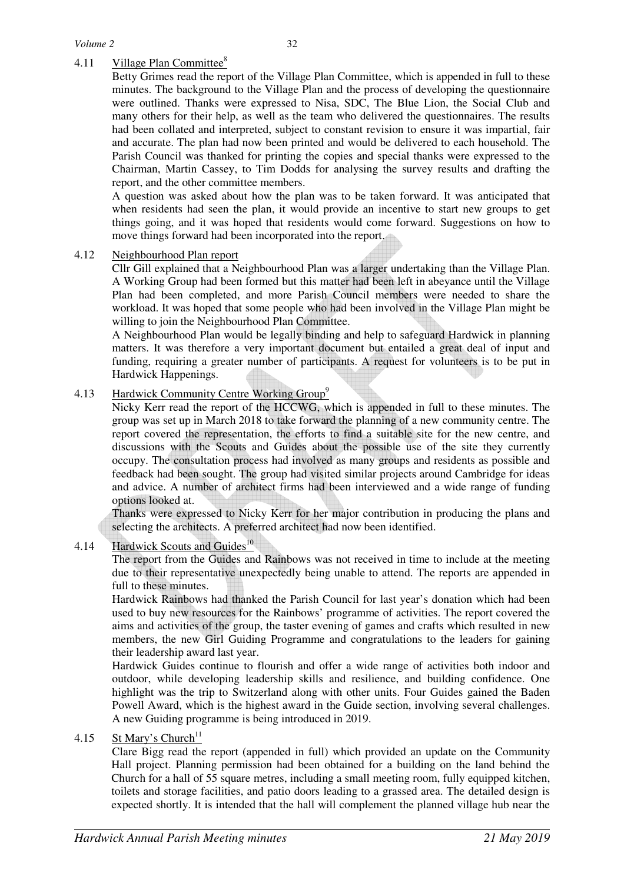## 4.11 Village Plan Committee[8]

Betty Grimes read the report of the Village Plan Committee, which is appended in full to these minutes. The background to the Village Plan and the process of developing the questionnaire were outlined. Thanks were expressed to Nisa, SDC, The Blue Lion, the Social Club and many others for their help, as well as the team who delivered the questionnaires. The results had been collated and interpreted, subject to constant revision to ensure it was impartial, fair and accurate. The plan had now been printed and would be delivered to each household. The Parish Council was thanked for printing the copies and special thanks were expressed to the Chairman, Martin Cassey, to Tim Dodds for analysing the survey results and drafting the report, and the other committee members.

A question was asked about how the plan was to be taken forward. It was anticipated that when residents had seen the plan, it would provide an incentive to start new groups to get things going, and it was hoped that residents would come forward. Suggestions on how to move things forward had been incorporated into the report.

## 4.12 Neighbourhood Plan report

Cllr Gill explained that a Neighbourhood Plan was a larger undertaking than the Village Plan. A Working Group had been formed but this matter had been left in abeyance until the Village Plan had been completed, and more Parish Council members were needed to share the workload. It was hoped that some people who had been involved in the Village Plan might be willing to join the Neighbourhood Plan Committee.

A Neighbourhood Plan would be legally binding and help to safeguard Hardwick in planning matters. It was therefore a very important document but entailed a great deal of input and funding, requiring a greater number of participants. A request for volunteers is to be put in Hardwick Happenings.

## 4.13 Hardwick Community Centre Working Group[9]

Nicky Kerr read the report of the HCCWG, which is appended in full to these minutes. The group was set up in March 2018 to take forward the planning of a new community centre. The report covered the representation, the efforts to find a suitable site for the new centre, and discussions with the Scouts and Guides about the possible use of the site they currently occupy. The consultation process had involved as many groups and residents as possible and feedback had been sought. The group had visited similar projects around Cambridge for ideas and advice. A number of architect firms had been interviewed and a wide range of funding options looked at.

Thanks were expressed to Nicky Kerr for her major contribution in producing the plans and selecting the architects. A preferred architect had now been identified.

## 4.14 Hardwick Scouts and Guides[10]

The report from the Guides and Rainbows was not received in time to include at the meeting due to their representative unexpectedly being unable to attend. The reports are appended in full to these minutes.

Hardwick Rainbows had thanked the Parish Council for last year's donation which had been used to buy new resources for the Rainbows' programme of activities. The report covered the aims and activities of the group, the taster evening of games and crafts which resulted in new members, the new Girl Guiding Programme and congratulations to the leaders for gaining their leadership award last year.

Hardwick Guides continue to flourish and offer a wide range of activities both indoor and outdoor, while developing leadership skills and resilience, and building confidence. One highlight was the trip to Switzerland along with other units. Four Guides gained the Baden Powell Award, which is the highest award in the Guide section, involving several challenges. A new Guiding programme is being introduced in 2019.

## 4.15 St Mary's Church[11]

Clare Bigg read the report (appended in full) which provided an update on the Community Hall project. Planning permission had been obtained for a building on the land behind the Church for a hall of 55 square metres, including a small meeting room, fully equipped kitchen, toilets and storage facilities, and patio doors leading to a grassed area. The detailed design is expected shortly. It is intended that the hall will complement the planned village hub near the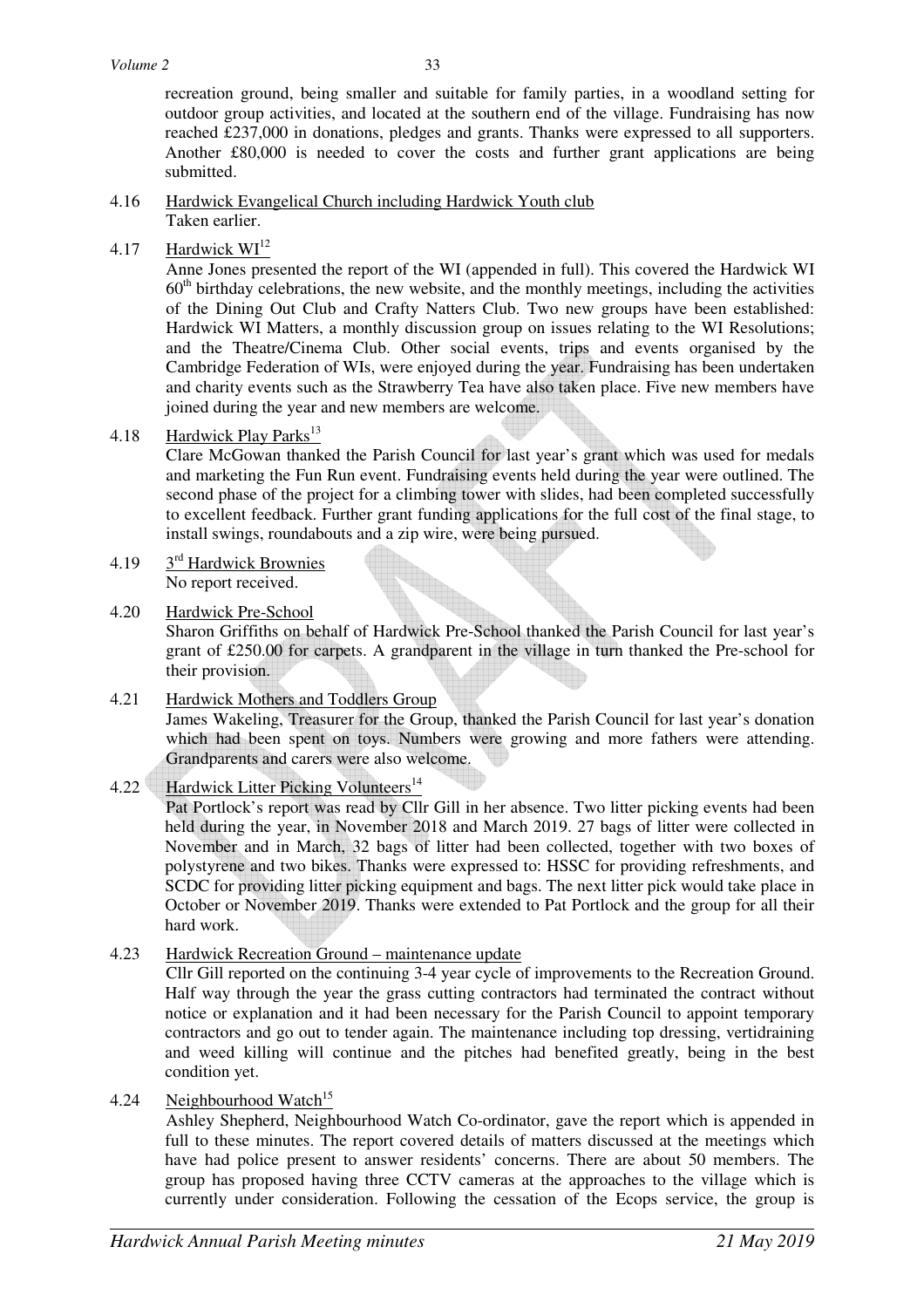recreation ground, being smaller and suitable for family parties, in a woodland setting for outdoor group activities, and located at the southern end of the village. Fundraising has now reached £237,000 in donations, pledges and grants. Thanks were expressed to all supporters. Another £80,000 is needed to cover the costs and further grant applications are being submitted.

4.16 Hardwick Evangelical Church including Hardwick Youth club
Taken earlier.

4.17 Hardwick WI[12]
Anne Jones presented the report of the WI (appended in full). This covered the Hardwick WI 60th birthday celebrations, the new website, and the monthly meetings, including the activities of the Dining Out Club and Crafty Natters Club. Two new groups have been established: Hardwick WI Matters, a monthly discussion group on issues relating to the WI Resolutions; and the Theatre/Cinema Club. Other social events, trips and events organised by the Cambridge Federation of WIs, were enjoyed during the year. Fundraising has been undertaken and charity events such as the Strawberry Tea have also taken place. Five new members have joined during the year and new members are welcome.

4.18 Hardwick Play Parks[13]
Clare McGowan thanked the Parish Council for last year's grant which was used for medals and marketing the Fun Run event. Fundraising events held during the year were outlined. The second phase of the project for a climbing tower with slides, had been completed successfully to excellent feedback. Further grant funding applications for the full cost of the final stage, to install swings, roundabouts and a zip wire, were being pursued.

4.19 3rd Hardwick Brownies
No report received.

4.20 Hardwick Pre-School
Sharon Griffiths on behalf of Hardwick Pre-School thanked the Parish Council for last year's grant of £250.00 for carpets. A grandparent in the village in turn thanked the Pre-school for their provision.

4.21 Hardwick Mothers and Toddlers Group
James Wakeling, Treasurer for the Group, thanked the Parish Council for last year's donation which had been spent on toys. Numbers were growing and more fathers were attending. Grandparents and carers were also welcome.

4.22 Hardwick Litter Picking Volunteers[14]
Pat Portlock's report was read by Cllr Gill in her absence. Two litter picking events had been held during the year, in November 2018 and March 2019. 27 bags of litter were collected in November and in March, 32 bags of litter had been collected, together with two boxes of polystyrene and two bikes. Thanks were expressed to: HSSC for providing refreshments, and SCDC for providing litter picking equipment and bags. The next litter pick would take place in October or November 2019. Thanks were extended to Pat Portlock and the group for all their hard work.

4.23 Hardwick Recreation Ground – maintenance update
Cllr Gill reported on the continuing 3-4 year cycle of improvements to the Recreation Ground. Half way through the year the grass cutting contractors had terminated the contract without notice or explanation and it had been necessary for the Parish Council to appoint temporary contractors and go out to tender again. The maintenance including top dressing, vertidraining and weed killing will continue and the pitches had benefited greatly, being in the best condition yet.

4.24 Neighbourhood Watch[15]
Ashley Shepherd, Neighbourhood Watch Co-ordinator, gave the report which is appended in full to these minutes. The report covered details of matters discussed at the meetings which have had police present to answer residents' concerns. There are about 50 members. The group has proposed having three CCTV cameras at the approaches to the village which is currently under consideration. Following the cessation of the Ecops service, the group is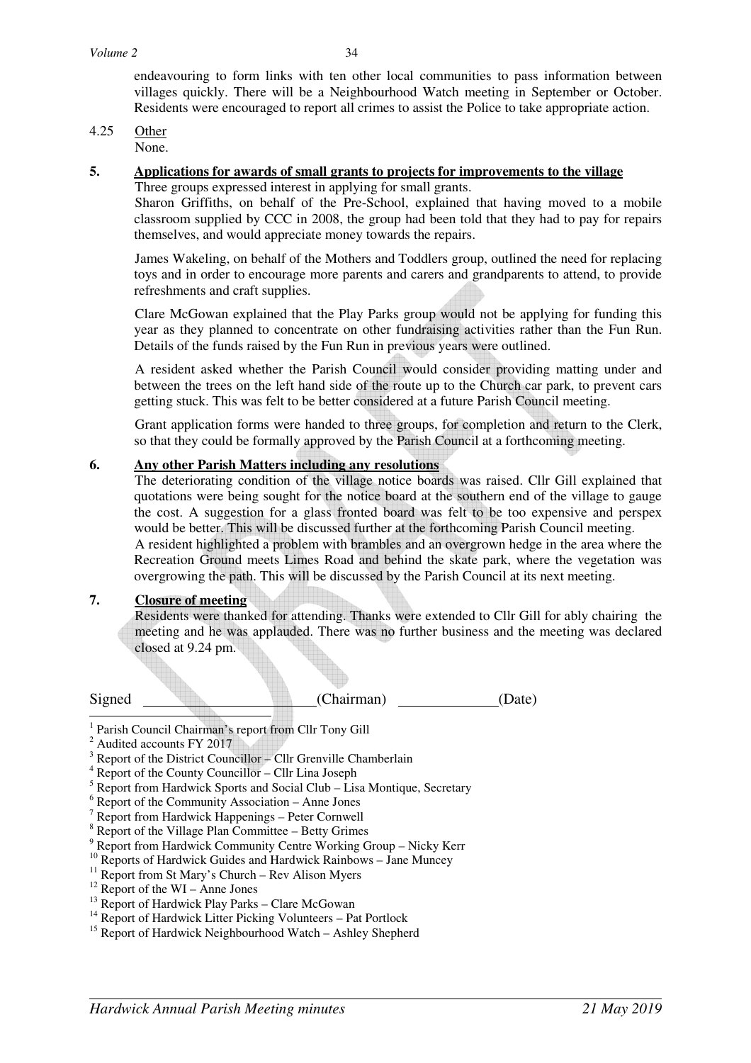endeavouring to form links with ten other local communities to pass information between villages quickly. There will be a Neighbourhood Watch meeting in September or October. Residents were encouraged to report all crimes to assist the Police to take appropriate action.

4.25 Other

None.

## 5. Applications for awards of small grants to projects for improvements to the village

Three groups expressed interest in applying for small grants.

Sharon Griffiths, on behalf of the Pre-School, explained that having moved to a mobile classroom supplied by CCC in 2008, the group had been told that they had to pay for repairs themselves, and would appreciate money towards the repairs.

James Wakeling, on behalf of the Mothers and Toddlers group, outlined the need for replacing toys and in order to encourage more parents and carers and grandparents to attend, to provide refreshments and craft supplies.

Clare McGowan explained that the Play Parks group would not be applying for funding this year as they planned to concentrate on other fundraising activities rather than the Fun Run. Details of the funds raised by the Fun Run in previous years were outlined.

A resident asked whether the Parish Council would consider providing matting under and between the trees on the left hand side of the route up to the Church car park, to prevent cars getting stuck. This was felt to be better considered at a future Parish Council meeting.

Grant application forms were handed to three groups, for completion and return to the Clerk, so that they could be formally approved by the Parish Council at a forthcoming meeting.

## 6. Any other Parish Matters including any resolutions

The deteriorating condition of the village notice boards was raised. Cllr Gill explained that quotations were being sought for the notice board at the southern end of the village to gauge the cost. A suggestion for a glass fronted board was felt to be too expensive and perspex would be better. This will be discussed further at the forthcoming Parish Council meeting.

A resident highlighted a problem with brambles and an overgrown hedge in the area where the Recreation Ground meets Limes Road and behind the skate park, where the vegetation was overgrowing the path. This will be discussed by the Parish Council at its next meeting.

## 7. Closure of meeting

Residents were thanked for attending. Thanks were extended to Cllr Gill for ably chairing the meeting and he was applauded. There was no further business and the meeting was declared closed at 9.24 pm.

Signed \_\_\_\_\_\_\_\_\_\_\_\_\_\_\_\_\_\_\_\_\_\_(Chairman) \_\_\_\_\_\_\_\_\_\_\_\_\_(Date)

---

[1] Parish Council Chairman's report from Cllr Tony Gill

[2] Audited accounts FY 2017

[3] Report of the District Councillor – Cllr Grenville Chamberlain

[4] Report of the County Councillor – Cllr Lina Joseph

[5] Report from Hardwick Sports and Social Club – Lisa Montique, Secretary

[6] Report of the Community Association – Anne Jones

[7] Report from Hardwick Happenings – Peter Cornwell

[8] Report of the Village Plan Committee – Betty Grimes

[9] Report from Hardwick Community Centre Working Group – Nicky Kerr

[10] Reports of Hardwick Guides and Hardwick Rainbows – Jane Muncey

[11] Report from St Mary's Church – Rev Alison Myers

[12] Report of the WI – Anne Jones

[13] Report of Hardwick Play Parks – Clare McGowan

[14] Report of Hardwick Litter Picking Volunteers – Pat Portlock

[15] Report of Hardwick Neighbourhood Watch – Ashley Shepherd